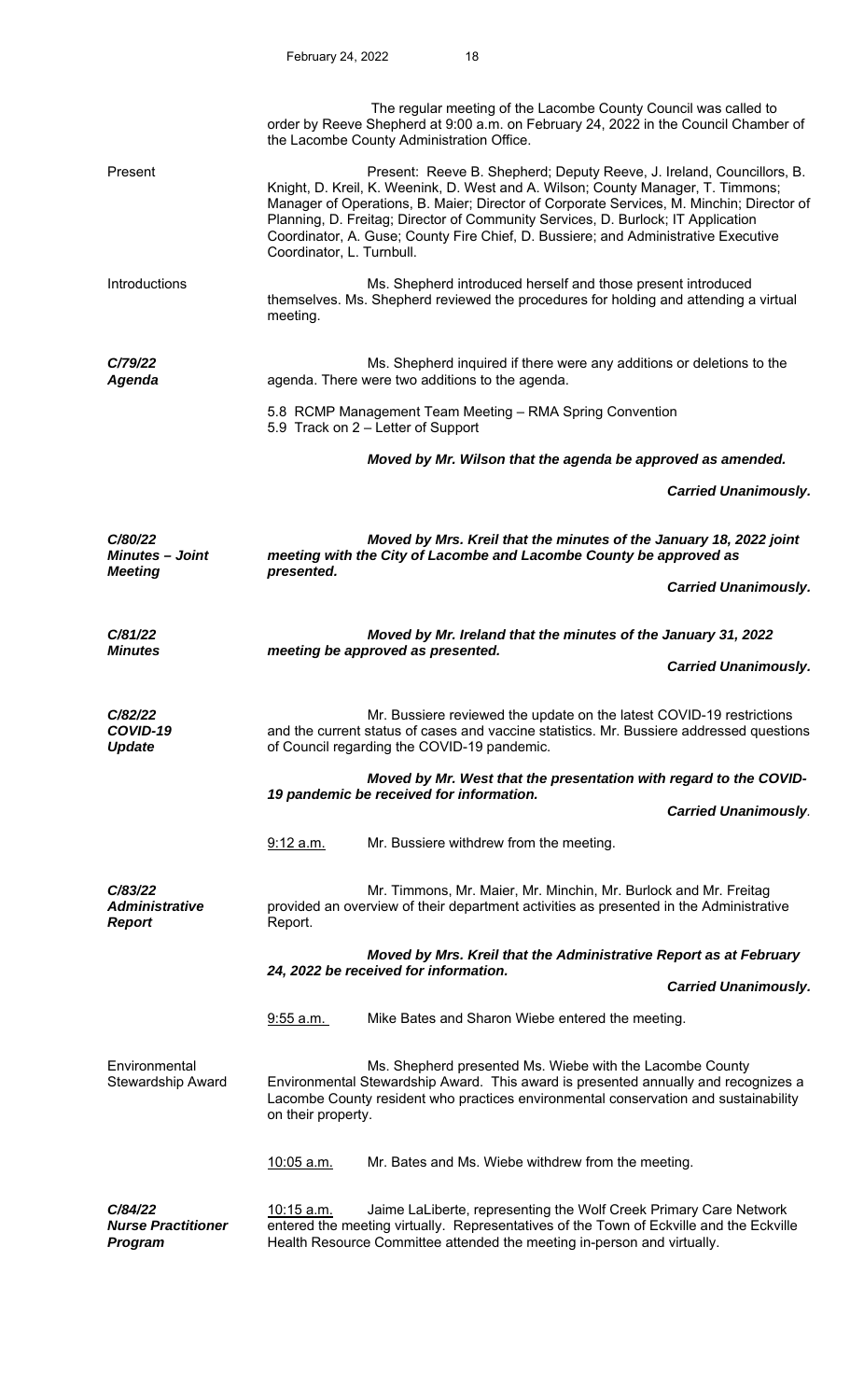The regular meeting of the Lacombe County Council was called to order by Reeve Shepherd at 9:00 a.m. on February 24, 2022 in the Council Chamber of the Lacombe County Administration Office.

**Present**

Present: Reeve B. Shepherd; Deputy Reeve, J. Ireland, Councillors, B. Knight, D. Kreil, K. Weenink, D. West and A. Wilson; County Manager, T. Timmons; Manager of Operations, B. Maier; Director of Corporate Services, M. Minchin; Director of Planning, D. Freitag; Director of Community Services, D. Burlock; IT Application Coordinator, A. Guse; County Fire Chief, D. Bussiere; and Administrative Executive Coordinator, L. Turnbull.

**Introductions**

Ms. Shepherd introduced herself and those present introduced themselves. Ms. Shepherd reviewed the procedures for holding and attending a virtual meeting.

***C/79/22 Agenda***

Ms. Shepherd inquired if there were any additions or deletions to the agenda. There were two additions to the agenda.

5.8 RCMP Management Team Meeting – RMA Spring Convention
5.9 Track on 2 – Letter of Support

***Moved by Mr. Wilson that the agenda be approved as amended.***

***Carried Unanimously.***

***C/80/22 Minutes – Joint Meeting***

***Moved by Mrs. Kreil that the minutes of the January 18, 2022 joint meeting with the City of Lacombe and Lacombe County be approved as presented.***

***Carried Unanimously.***

***C/81/22 Minutes***

***Moved by Mr. Ireland that the minutes of the January 31, 2022 meeting be approved as presented.***

***Carried Unanimously.***

***C/82/22 COVID-19 Update***

Mr. Bussiere reviewed the update on the latest COVID-19 restrictions and the current status of cases and vaccine statistics. Mr. Bussiere addressed questions of Council regarding the COVID-19 pandemic.

***Moved by Mr. West that the presentation with regard to the COVID-19 pandemic be received for information.***

***Carried Unanimously.***

<u>9:12 a.m.</u> Mr. Bussiere withdrew from the meeting.

***C/83/22 Administrative Report***

Mr. Timmons, Mr. Maier, Mr. Minchin, Mr. Burlock and Mr. Freitag provided an overview of their department activities as presented in the Administrative Report.

***Moved by Mrs. Kreil that the Administrative Report as at February 24, 2022 be received for information.***

***Carried Unanimously.***

<u>9:55 a.m.</u> Mike Bates and Sharon Wiebe entered the meeting.

**Environmental Stewardship Award**

Ms. Shepherd presented Ms. Wiebe with the Lacombe County Environmental Stewardship Award. This award is presented annually and recognizes a Lacombe County resident who practices environmental conservation and sustainability on their property.

<u>10:05 a.m.</u> Mr. Bates and Ms. Wiebe withdrew from the meeting.

***C/84/22 Nurse Practitioner Program***

<u>10:15 a.m.</u> Jaime LaLiberte, representing the Wolf Creek Primary Care Network entered the meeting virtually. Representatives of the Town of Eckville and the Eckville Health Resource Committee attended the meeting in-person and virtually.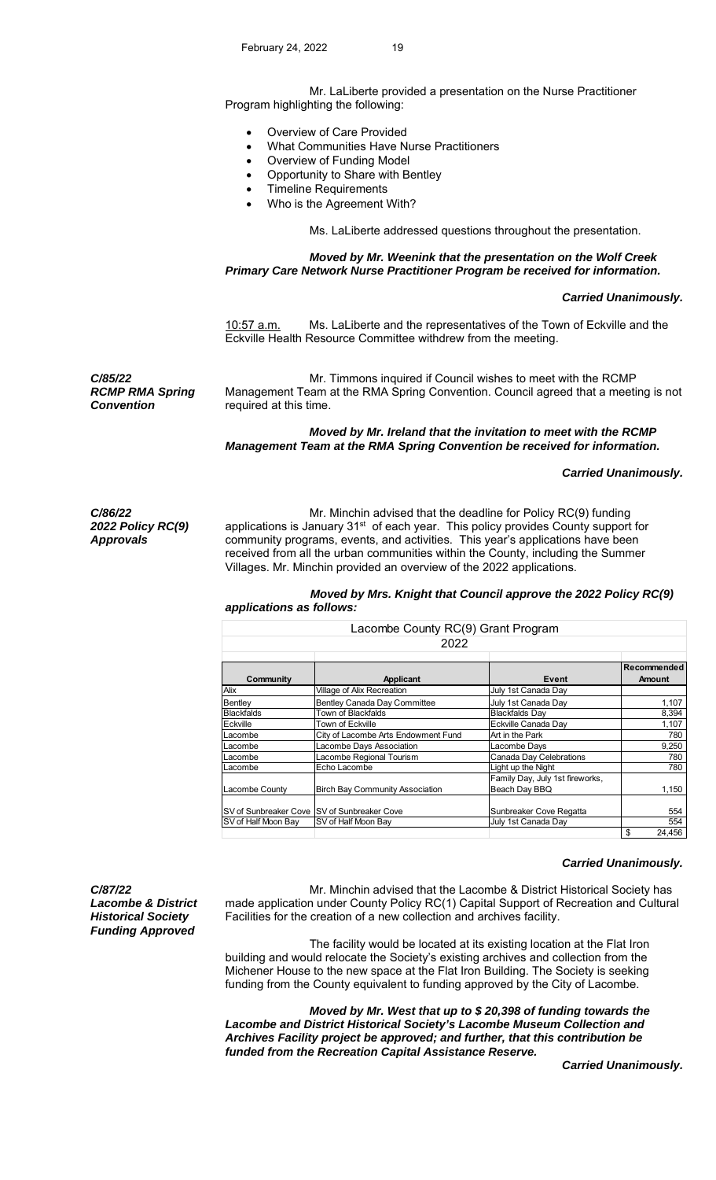Mr. LaLiberte provided a presentation on the Nurse Practitioner Program highlighting the following:

- Overview of Care Provided
- What Communities Have Nurse Practitioners
- Overview of Funding Model
- Opportunity to Share with Bentley
- Timeline Requirements
- Who is the Agreement With?

Ms. LaLiberte addressed questions throughout the presentation.

***Moved by Mr. Weenink that the presentation on the Wolf Creek Primary Care Network Nurse Practitioner Program be received for information.***

***Carried Unanimously.***

10:57 a.m. Ms. LaLiberte and the representatives of the Town of Eckville and the Eckville Health Resource Committee withdrew from the meeting.

***C/85/22***
***RCMP RMA Spring Convention***

Mr. Timmons inquired if Council wishes to meet with the RCMP Management Team at the RMA Spring Convention. Council agreed that a meeting is not required at this time.

***Moved by Mr. Ireland that the invitation to meet with the RCMP Management Team at the RMA Spring Convention be received for information.***

***Carried Unanimously.***

***C/86/22***
***2022 Policy RC(9) Approvals***

Mr. Minchin advised that the deadline for Policy RC(9) funding applications is January 31st of each year. This policy provides County support for community programs, events, and activities. This year's applications have been received from all the urban communities within the County, including the Summer Villages. Mr. Minchin provided an overview of the 2022 applications.

***Moved by Mrs. Knight that Council approve the 2022 Policy RC(9) applications as follows:***

Lacombe County RC(9) Grant Program
2022

| Community | Applicant | Event | Recommended Amount |
|---|---|---|---|
| Alix | Village of Alix Recreation | July 1st Canada Day | |
| Bentley | Bentley Canada Day Committee | July 1st Canada Day | 1,107 |
| Blackfalds | Town of Blackfalds | Blackfalds Day | 8,394 |
| Eckville | Town of Eckville | Eckville Canada Day | 1,107 |
| Lacombe | City of Lacombe Arts Endowment Fund | Art in the Park | 780 |
| Lacombe | Lacombe Days Association | Lacombe Days | 9,250 |
| Lacombe | Lacombe Regional Tourism | Canada Day Celebrations | 780 |
| Lacombe | Echo Lacombe | Light up the Night | 780 |
| Lacombe County | Birch Bay Community Association | Family Day, July 1st fireworks, Beach Day BBQ | 1,150 |
| SV of Sunbreaker Cove | SV of Sunbreaker Cove | Sunbreaker Cove Regatta | 554 |
| SV of Half Moon Bay | SV of Half Moon Bay | July 1st Canada Day | 554 |
| | | | $ 24,456 |

***Carried Unanimously.***

***C/87/22***
***Lacombe & District Historical Society Funding Approved***

Mr. Minchin advised that the Lacombe & District Historical Society has made application under County Policy RC(1) Capital Support of Recreation and Cultural Facilities for the creation of a new collection and archives facility.

The facility would be located at its existing location at the Flat Iron building and would relocate the Society's existing archives and collection from the Michener House to the new space at the Flat Iron Building. The Society is seeking funding from the County equivalent to funding approved by the City of Lacombe.

***Moved by Mr. West that up to $ 20,398 of funding towards the Lacombe and District Historical Society's Lacombe Museum Collection and Archives Facility project be approved; and further, that this contribution be funded from the Recreation Capital Assistance Reserve.***

***Carried Unanimously.***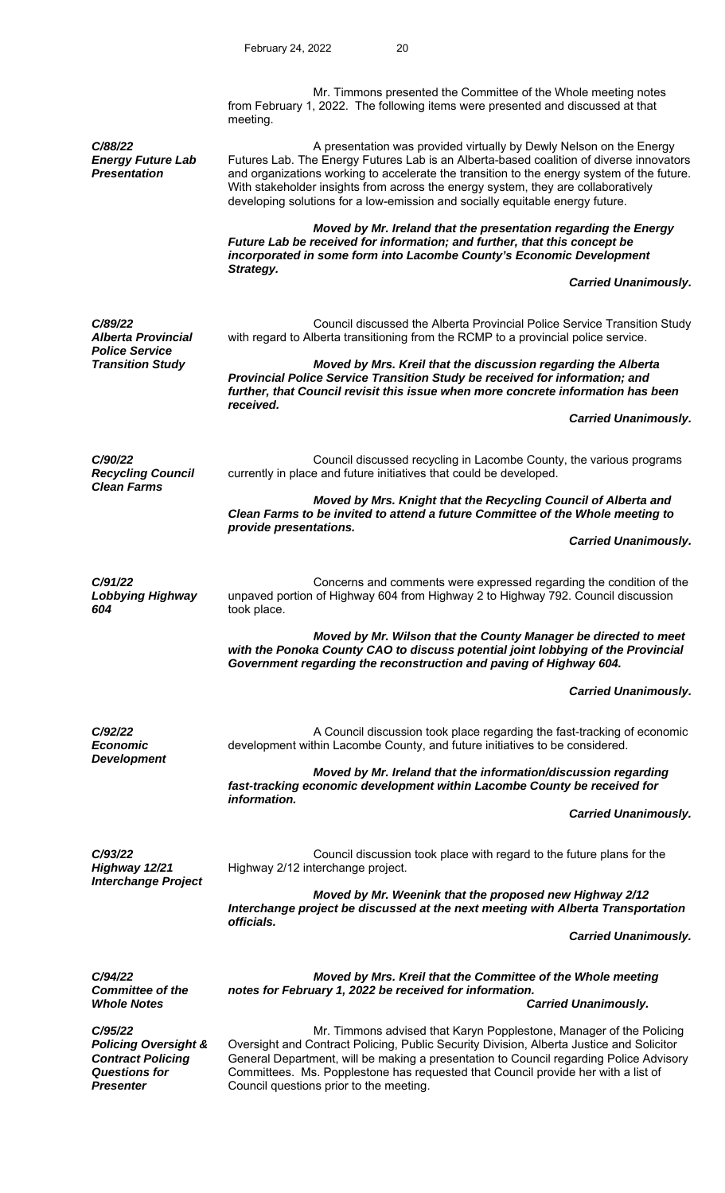Mr. Timmons presented the Committee of the Whole meeting notes from February 1, 2022. The following items were presented and discussed at that meeting.

***C/88/22***
***Energy Future Lab Presentation***

A presentation was provided virtually by Dewly Nelson on the Energy Futures Lab. The Energy Futures Lab is an Alberta-based coalition of diverse innovators and organizations working to accelerate the transition to the energy system of the future. With stakeholder insights from across the energy system, they are collaboratively developing solutions for a low-emission and socially equitable energy future.

***Moved by Mr. Ireland that the presentation regarding the Energy Future Lab be received for information; and further, that this concept be incorporated in some form into Lacombe County's Economic Development Strategy.***

***Carried Unanimously.***

***C/89/22***
***Alberta Provincial Police Service Transition Study***

Council discussed the Alberta Provincial Police Service Transition Study with regard to Alberta transitioning from the RCMP to a provincial police service.

***Moved by Mrs. Kreil that the discussion regarding the Alberta Provincial Police Service Transition Study be received for information; and further, that Council revisit this issue when more concrete information has been received.***

***Carried Unanimously.***

***C/90/22***
***Recycling Council Clean Farms***

Council discussed recycling in Lacombe County, the various programs currently in place and future initiatives that could be developed.

***Moved by Mrs. Knight that the Recycling Council of Alberta and Clean Farms to be invited to attend a future Committee of the Whole meeting to provide presentations.***

***Carried Unanimously.***

***C/91/22***
***Lobbying Highway 604***

Concerns and comments were expressed regarding the condition of the unpaved portion of Highway 604 from Highway 2 to Highway 792. Council discussion took place.

***Moved by Mr. Wilson that the County Manager be directed to meet with the Ponoka County CAO to discuss potential joint lobbying of the Provincial Government regarding the reconstruction and paving of Highway 604.***

***Carried Unanimously.***

***C/92/22***
***Economic Development***

A Council discussion took place regarding the fast-tracking of economic development within Lacombe County, and future initiatives to be considered.

***Moved by Mr. Ireland that the information/discussion regarding fast-tracking economic development within Lacombe County be received for information.***

***Carried Unanimously.***

***C/93/22***
***Highway 12/21 Interchange Project***

Council discussion took place with regard to the future plans for the Highway 2/12 interchange project.

***Moved by Mr. Weenink that the proposed new Highway 2/12 Interchange project be discussed at the next meeting with Alberta Transportation officials.***

***Carried Unanimously.***

***C/94/22***
***Committee of the Whole Notes***

***Moved by Mrs. Kreil that the Committee of the Whole meeting notes for February 1, 2022 be received for information.***

***Carried Unanimously.***

***C/95/22***
***Policing Oversight & Contract Policing Questions for Presenter***

Mr. Timmons advised that Karyn Popplestone, Manager of the Policing Oversight and Contract Policing, Public Security Division, Alberta Justice and Solicitor General Department, will be making a presentation to Council regarding Police Advisory Committees. Ms. Popplestone has requested that Council provide her with a list of Council questions prior to the meeting.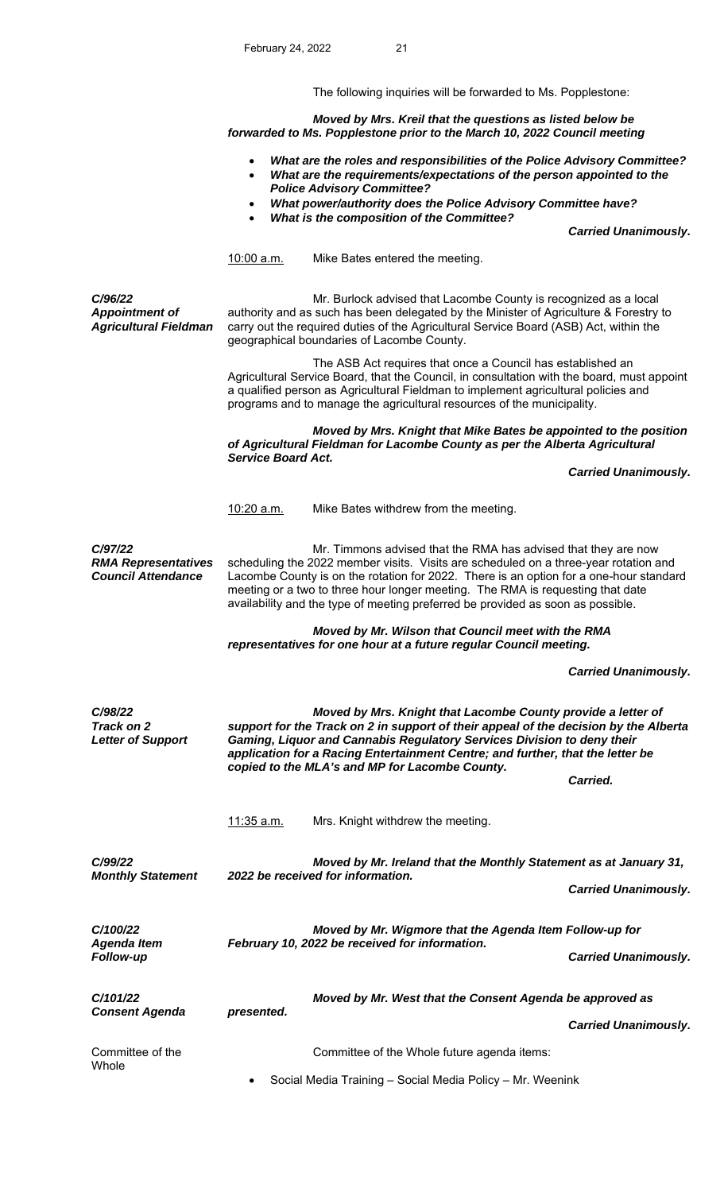The following inquiries will be forwarded to Ms. Popplestone:

***Moved by Mrs. Kreil that the questions as listed below be forwarded to Ms. Popplestone prior to the March 10, 2022 Council meeting***

- ***What are the roles and responsibilities of the Police Advisory Committee?***
- ***What are the requirements/expectations of the person appointed to the Police Advisory Committee?***
- ***What power/authority does the Police Advisory Committee have?***
- ***What is the composition of the Committee?***

***Carried Unanimously.***

10:00 a.m. Mike Bates entered the meeting.

***C/96/22***
***Appointment of Agricultural Fieldman***

Mr. Burlock advised that Lacombe County is recognized as a local authority and as such has been delegated by the Minister of Agriculture & Forestry to carry out the required duties of the Agricultural Service Board (ASB) Act, within the geographical boundaries of Lacombe County.

The ASB Act requires that once a Council has established an Agricultural Service Board, that the Council, in consultation with the board, must appoint a qualified person as Agricultural Fieldman to implement agricultural policies and programs and to manage the agricultural resources of the municipality.

***Moved by Mrs. Knight that Mike Bates be appointed to the position of Agricultural Fieldman for Lacombe County as per the Alberta Agricultural Service Board Act.***

***Carried Unanimously.***

10:20 a.m. Mike Bates withdrew from the meeting.

***C/97/22***
***RMA Representatives Council Attendance***

Mr. Timmons advised that the RMA has advised that they are now scheduling the 2022 member visits. Visits are scheduled on a three-year rotation and Lacombe County is on the rotation for 2022. There is an option for a one-hour standard meeting or a two to three hour longer meeting. The RMA is requesting that date availability and the type of meeting preferred be provided as soon as possible.

***Moved by Mr. Wilson that Council meet with the RMA representatives for one hour at a future regular Council meeting.***

***Carried Unanimously.***

***C/98/22***
***Track on 2 Letter of Support***

***Moved by Mrs. Knight that Lacombe County provide a letter of support for the Track on 2 in support of their appeal of the decision by the Alberta Gaming, Liquor and Cannabis Regulatory Services Division to deny their application for a Racing Entertainment Centre; and further, that the letter be copied to the MLA's and MP for Lacombe County.***

***Carried.***

11:35 a.m. Mrs. Knight withdrew the meeting.

***C/99/22***
***Monthly Statement***

***Moved by Mr. Ireland that the Monthly Statement as at January 31, 2022 be received for information.***

***Carried Unanimously.***

***C/100/22***
***Agenda Item Follow-up***

***Moved by Mr. Wigmore that the Agenda Item Follow-up for February 10, 2022 be received for information.***

***Carried Unanimously.***

***C/101/22***
***Consent Agenda***

***Moved by Mr. West that the Consent Agenda be approved as presented.***

***Carried Unanimously.***

Committee of the Whole

Committee of the Whole future agenda items:

- Social Media Training – Social Media Policy – Mr. Weenink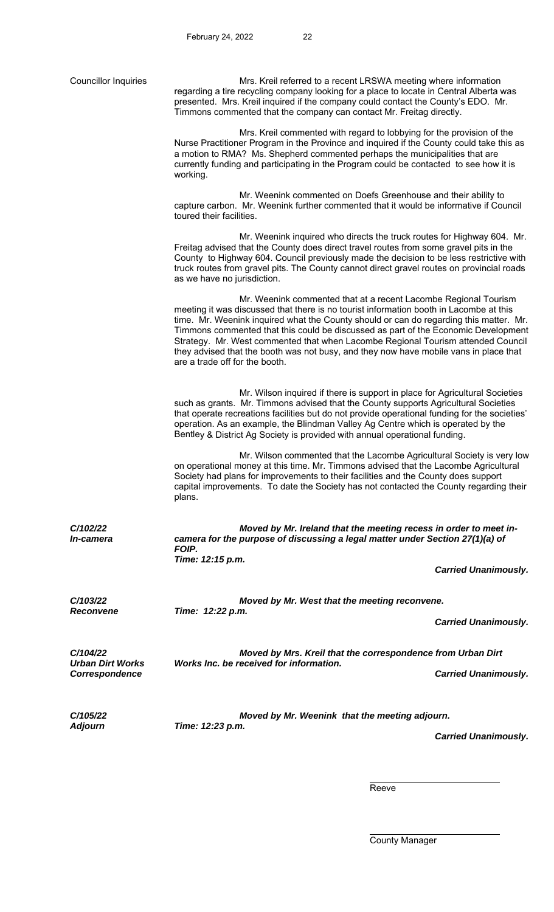Councillor Inquiries

Mrs. Kreil referred to a recent LRSWA meeting where information regarding a tire recycling company looking for a place to locate in Central Alberta was presented. Mrs. Kreil inquired if the company could contact the County's EDO. Mr. Timmons commented that the company can contact Mr. Freitag directly.

Mrs. Kreil commented with regard to lobbying for the provision of the Nurse Practitioner Program in the Province and inquired if the County could take this as a motion to RMA? Ms. Shepherd commented perhaps the municipalities that are currently funding and participating in the Program could be contacted to see how it is working.

Mr. Weenink commented on Doefs Greenhouse and their ability to capture carbon. Mr. Weenink further commented that it would be informative if Council toured their facilities.

Mr. Weenink inquired who directs the truck routes for Highway 604. Mr. Freitag advised that the County does direct travel routes from some gravel pits in the County to Highway 604. Council previously made the decision to be less restrictive with truck routes from gravel pits. The County cannot direct gravel routes on provincial roads as we have no jurisdiction.

Mr. Weenink commented that at a recent Lacombe Regional Tourism meeting it was discussed that there is no tourist information booth in Lacombe at this time. Mr. Weenink inquired what the County should or can do regarding this matter. Mr. Timmons commented that this could be discussed as part of the Economic Development Strategy. Mr. West commented that when Lacombe Regional Tourism attended Council they advised that the booth was not busy, and they now have mobile vans in place that are a trade off for the booth.

Mr. Wilson inquired if there is support in place for Agricultural Societies such as grants. Mr. Timmons advised that the County supports Agricultural Societies that operate recreations facilities but do not provide operational funding for the societies' operation. As an example, the Blindman Valley Ag Centre which is operated by the Bentley & District Ag Society is provided with annual operational funding.

Mr. Wilson commented that the Lacombe Agricultural Society is very low on operational money at this time. Mr. Timmons advised that the Lacombe Agricultural Society had plans for improvements to their facilities and the County does support capital improvements. To date the Society has not contacted the County regarding their plans.

***C/102/22***
***In-camera***

***Moved by Mr. Ireland that the meeting recess in order to meet in-camera for the purpose of discussing a legal matter under Section 27(1)(a) of FOIP.***
***Time: 12:15 p.m.***

***Carried Unanimously.***

***C/103/22***
***Reconvene***

***Moved by Mr. West that the meeting reconvene.***
***Time: 12:22 p.m.***

***Carried Unanimously.***

***C/104/22***
***Urban Dirt Works Correspondence***

***Moved by Mrs. Kreil that the correspondence from Urban Dirt Works Inc. be received for information.***

***Carried Unanimously.***

***C/105/22***
***Adjourn***

***Moved by Mr. Weenink that the meeting adjourn.***
***Time: 12:23 p.m.***

***Carried Unanimously.***

Reeve

County Manager